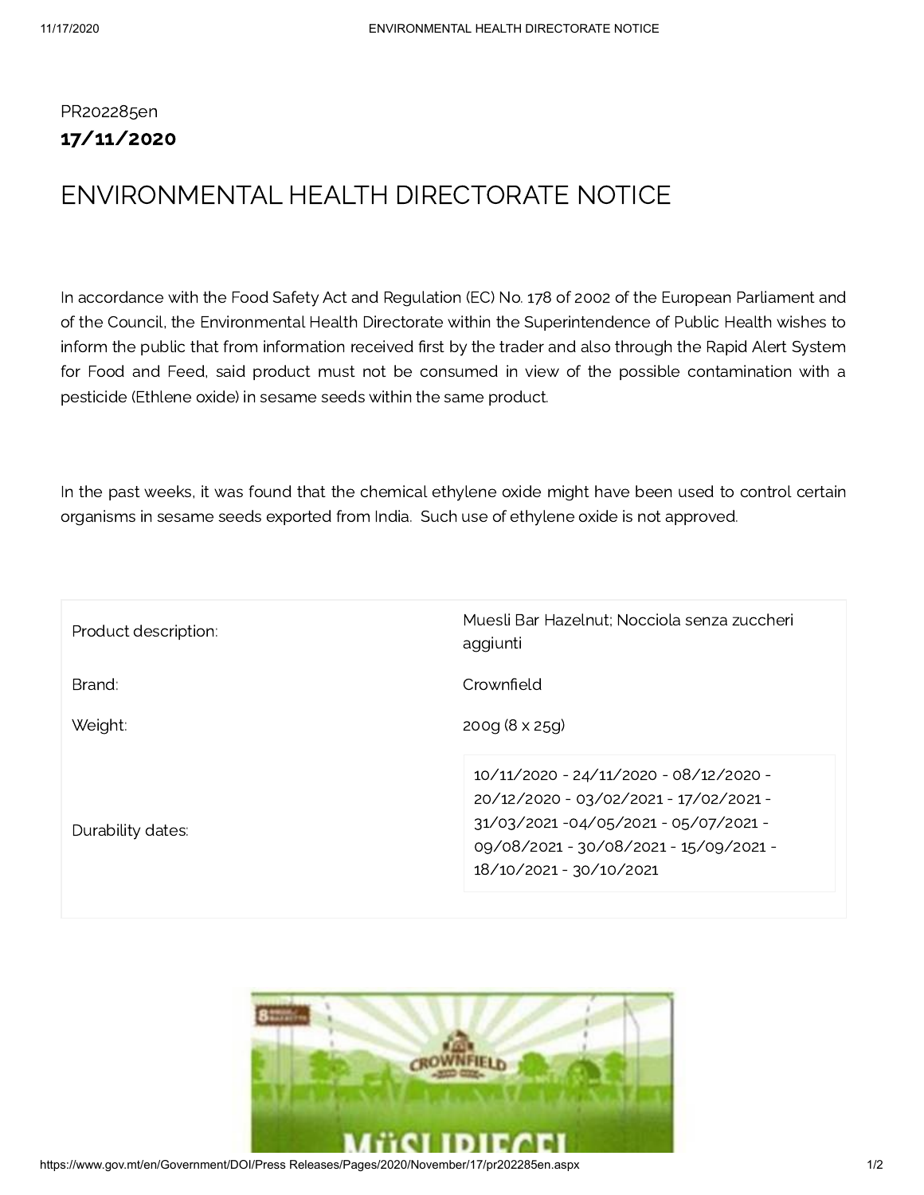PR202285en

**17/11/2020**

# ENVIRONMENTAL HEALTH DIRECTORATE NOTICE

In accordance with the Food Safety Act and Regulation (EC) No. 178 of 2002 of the European Parliament and of the Council, the Environmental Health Directorate within the Superintendence of Public Health wishes to inform the public that from information received first by the trader and also through the Rapid Alert System for Food and Feed, said product must not be consumed in view of the possible contamination with a pesticide (Ethlene oxide) in sesame seeds within the same product.

In the past weeks, it was found that the chemical ethylene oxide might have been used to control certain organisms in sesame seeds exported from India. Such use of ethylene oxide is not approved.

| | |
|---|---|
| Product description: | Muesli Bar Hazelnut; Nocciola senza zuccheri aggiunti |
| Brand: | Crownfield |
| Weight: | 200g (8 x 25g) |
| Durability dates: | 10/11/2020 - 24/11/2020 - 08/12/2020 - 20/12/2020 - 03/02/2021 - 17/02/2021 - 31/03/2021 -04/05/2021 - 05/07/2021 - 09/08/2021 - 30/08/2021 - 15/09/2021 - 18/10/2021 - 30/10/2021 |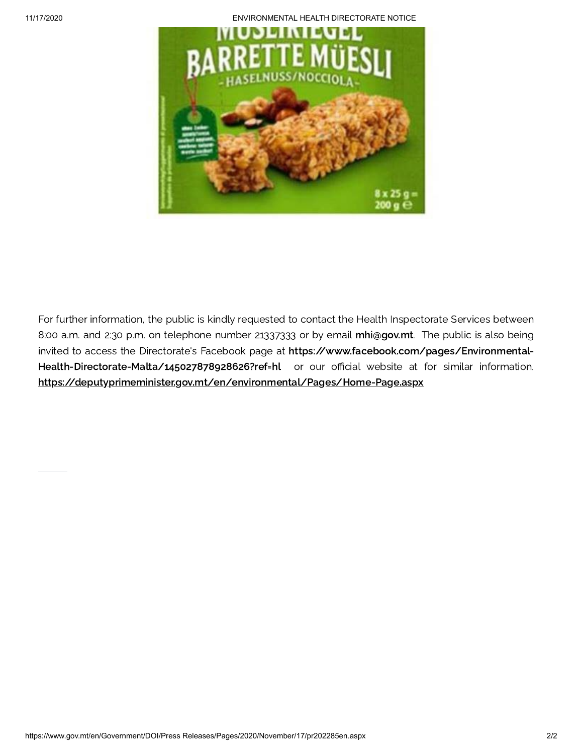For further information, the public is kindly requested to contact the Health Inspectorate Services between 8:00 a.m. and 2:30 p.m. on telephone number 21337333 or by email **mhi@gov.mt**. The public is also being invited to access the Directorate's Facebook page at **https://www.facebook.com/pages/Environmental-Health-Directorate-Malta/145027878928626?ref=hl** or our official website at for similar information. **https://deputyprimeminister.gov.mt/en/environmental/Pages/Home-Page.aspx**